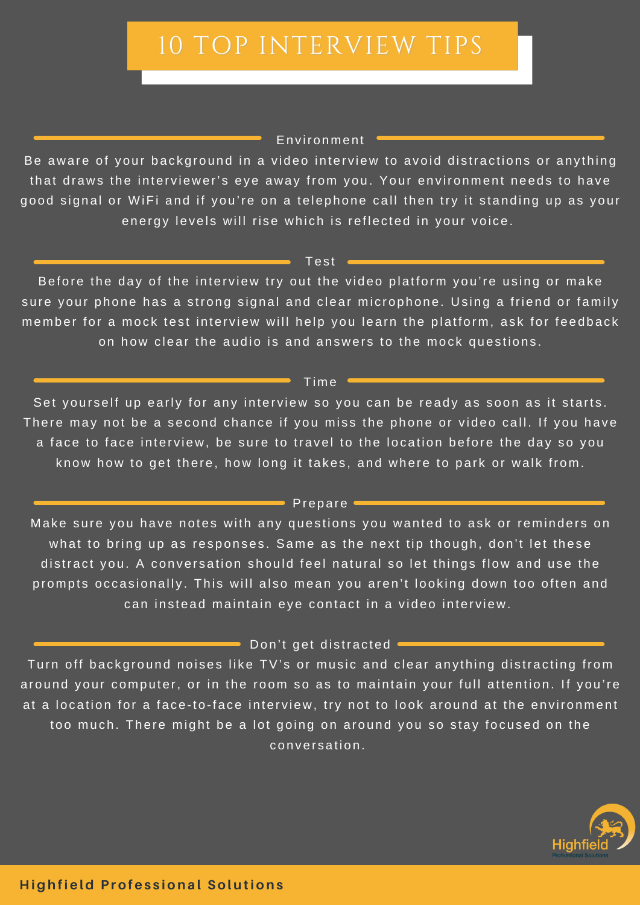# 10 TOP INTERVIEW TIPS

## Environment

Be aware of your background in a video interview to avoid distractions or anything that draws the interviewer's eye away from you. Your environment needs to have good signal or WiFi and if you're on a telephone call then try it standing up as your energy levels will rise which is reflected in your voice.

## Test

Before the day of the interview try out the video platform you're using or make sure your phone has a strong signal and clear microphone. Using a friend or family member for a mock test interview will help you learn the platform, ask for feedback on how clear the audio is and answers to the mock questions.

## Time

Set yourself up early for any interview so you can be ready as soon as it starts. There may not be a second chance if you miss the phone or video call. If you have a face to face interview, be sure to travel to the location before the day so you know how to get there, how long it takes, and where to park or walk from.

## Prepare

Make sure you have notes with any questions you wanted to ask or reminders on what to bring up as responses. Same as the next tip though, don't let these distract you. A conversation should feel natural so let things flow and use the prompts occasionally. This will also mean you aren't looking down too often and can instead maintain eye contact in a video interview.

## Don't get distracted

Turn off background noises like TV's or music and clear anything distracting from around your computer, or in the room so as to maintain your full attention. If you're at a location for a face-to-face interview, try not to look around at the environment too much. There might be a lot going on around you so stay focused on the conversation.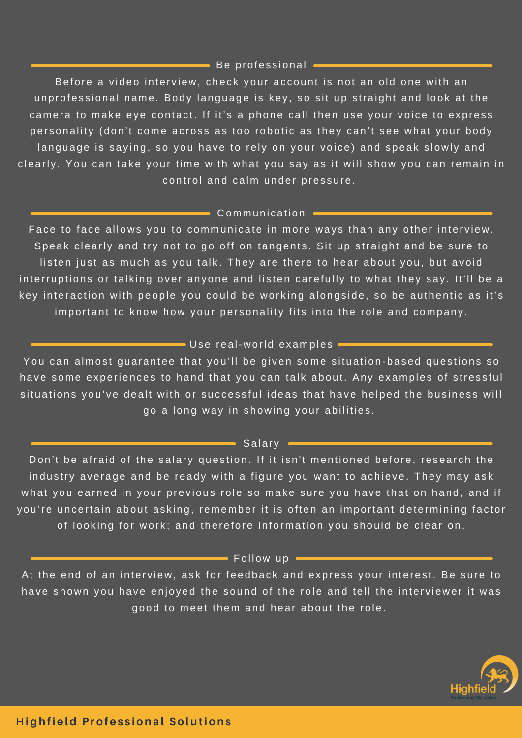## Be professional

Before a video interview, check your account is not an old one with an unprofessional name. Body language is key, so sit up straight and look at the camera to make eye contact. If it's a phone call then use your voice to express personality (don't come across as too robotic as they can't see what your body language is saying, so you have to rely on your voice) and speak slowly and clearly. You can take your time with what you say as it will show you can remain in control and calm under pressure.

## Communication

Face to face allows you to communicate in more ways than any other interview. Speak clearly and try not to go off on tangents. Sit up straight and be sure to listen just as much as you talk. They are there to hear about you, but avoid interruptions or talking over anyone and listen carefully to what they say. It'll be a key interaction with people you could be working alongside, so be authentic as it's important to know how your personality fits into the role and company.

## Use real-world examples

You can almost guarantee that you'll be given some situation-based questions so have some experiences to hand that you can talk about. Any examples of stressful situations you've dealt with or successful ideas that have helped the business will go a long way in showing your abilities.

## Salary

Don't be afraid of the salary question. If it isn't mentioned before, research the industry average and be ready with a figure you want to achieve. They may ask what you earned in your previous role so make sure you have that on hand, and if you're uncertain about asking, remember it is often an important determining factor of looking for work; and therefore information you should be clear on.

## Follow up

At the end of an interview, ask for feedback and express your interest. Be sure to have shown you have enjoyed the sound of the role and tell the interviewer it was good to meet them and hear about the role.

**Highfield Professional Solutions**